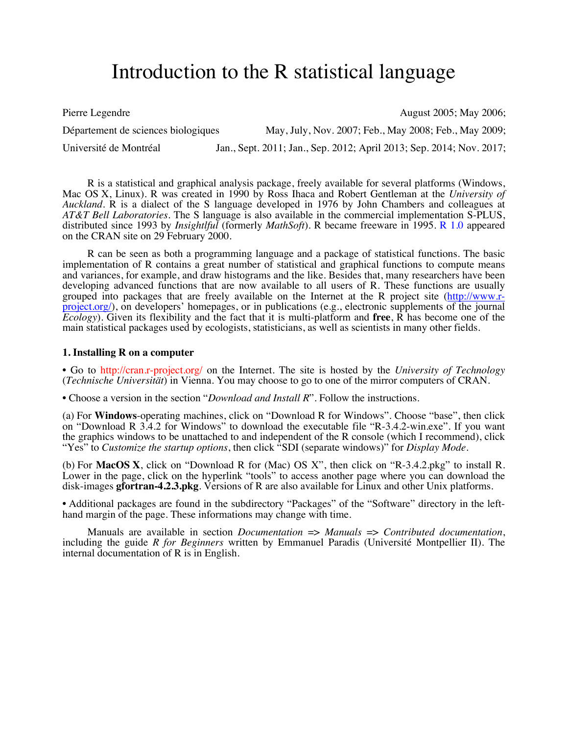# Introduction to the R statistical language

Pierre Legendre
Département de sciences biologiques
Université de Montréal

August 2005; May 2006;
May, July, Nov. 2007; Feb., May 2008; Feb., May 2009;
Jan., Sept. 2011; Jan., Sep. 2012; April 2013; Sep. 2014; Nov. 2017;

R is a statistical and graphical analysis package, freely available for several platforms (Windows, Mac OS X, Linux). R was created in 1990 by Ross Ihaca and Robert Gentleman at the *University of Auckland*. R is a dialect of the S language developed in 1976 by John Chambers and colleagues at *AT&T Bell Laboratories*. The S language is also available in the commercial implementation S-PLUS, distributed since 1993 by *Insightlful* (formerly *MathSoft*). R became freeware in 1995. R 1.0 appeared on the CRAN site on 29 February 2000.

R can be seen as both a programming language and a package of statistical functions. The basic implementation of R contains a great number of statistical and graphical functions to compute means and variances, for example, and draw histograms and the like. Besides that, many researchers have been developing advanced functions that are now available to all users of R. These functions are usually grouped into packages that are freely available on the Internet at the R project site (http://www.r-project.org/), on developers' homepages, or in publications (e.g., electronic supplements of the journal *Ecology*). Given its flexibility and the fact that it is multi-platform and **free**, R has become one of the main statistical packages used by ecologists, statisticians, as well as scientists in many other fields.

### 1. Installing R on a computer

• Go to http://cran.r-project.org/ on the Internet. The site is hosted by the *University of Technology* (*Technische Universität*) in Vienna. You may choose to go to one of the mirror computers of CRAN.

• Choose a version in the section "*Download and Install R*". Follow the instructions.

(a) For **Windows**-operating machines, click on "Download R for Windows". Choose "base", then click on "Download R 3.4.2 for Windows" to download the executable file "R-3.4.2-win.exe". If you want the graphics windows to be unattached to and independent of the R console (which I recommend), click "Yes" to *Customize the startup options*, then click "SDI (separate windows)" for *Display Mode*.

(b) For **MacOS X**, click on "Download R for (Mac) OS X", then click on "R-3.4.2.pkg" to install R. Lower in the page, click on the hyperlink "tools" to access another page where you can download the disk-images **gfortran-4.2.3.pkg**. Versions of R are also available for Linux and other Unix platforms.

• Additional packages are found in the subdirectory "Packages" of the "Software" directory in the left-hand margin of the page. These informations may change with time.

Manuals are available in section *Documentation* => *Manuals* => *Contributed documentation*, including the guide *R for Beginners* written by Emmanuel Paradis (Université Montpellier II). The internal documentation of R is in English.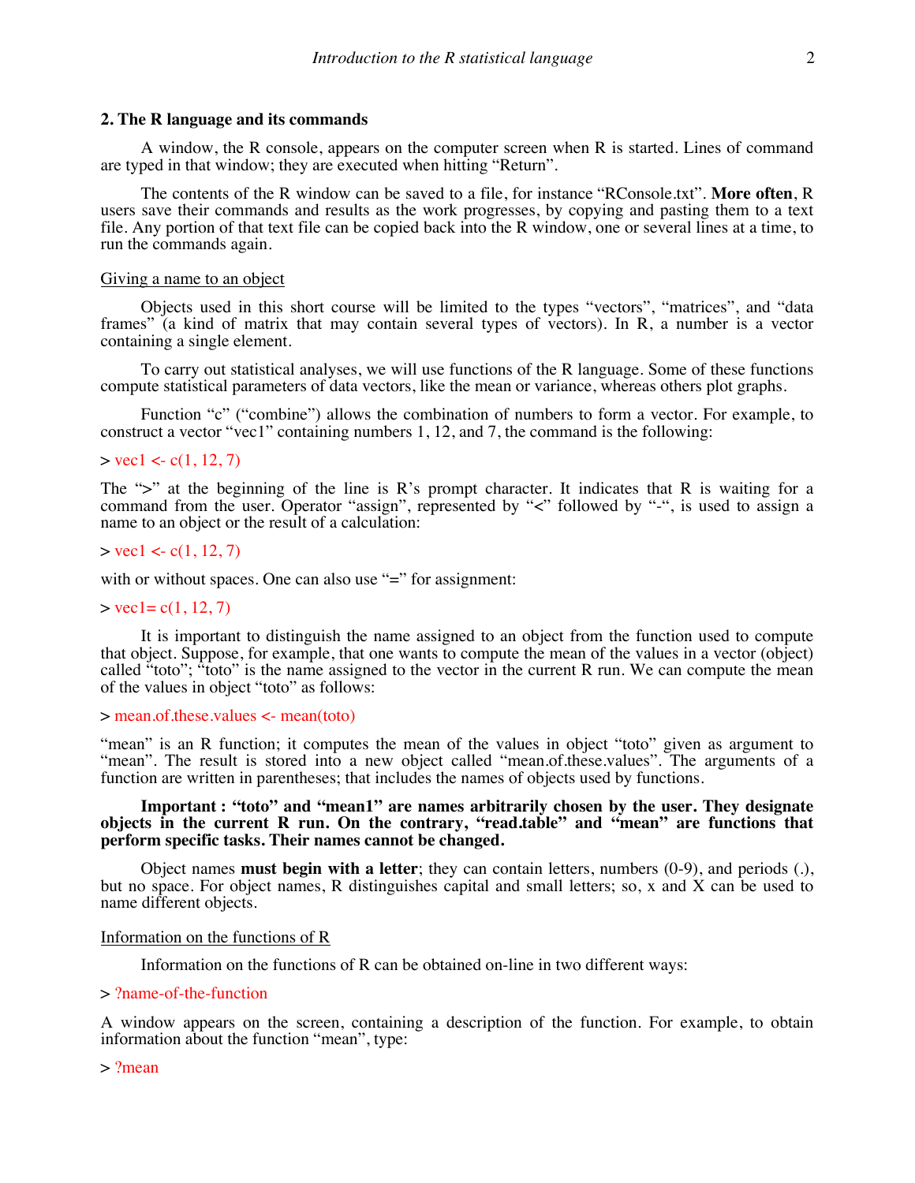## 2. The R language and its commands

A window, the R console, appears on the computer screen when R is started. Lines of command are typed in that window; they are executed when hitting “Return”.

The contents of the R window can be saved to a file, for instance “RConsole.txt”. **More often**, R users save their commands and results as the work progresses, by copying and pasting them to a text file. Any portion of that text file can be copied back into the R window, one or several lines at a time, to run the commands again.

Giving a name to an object

Objects used in this short course will be limited to the types “vectors”, “matrices”, and “data frames” (a kind of matrix that may contain several types of vectors). In R, a number is a vector containing a single element.

To carry out statistical analyses, we will use functions of the R language. Some of these functions compute statistical parameters of data vectors, like the mean or variance, whereas others plot graphs.

Function “c” (“combine”) allows the combination of numbers to form a vector. For example, to construct a vector “vec1” containing numbers 1, 12, and 7, the command is the following:

```
> vec1 <- c(1, 12, 7)
```

The “>” at the beginning of the line is R’s prompt character. It indicates that R is waiting for a command from the user. Operator “assign”, represented by “<” followed by “-“, is used to assign a name to an object or the result of a calculation:

```
> vec1 <- c(1, 12, 7)
```

with or without spaces. One can also use “=” for assignment:

```
> vec1= c(1, 12, 7)
```

It is important to distinguish the name assigned to an object from the function used to compute that object. Suppose, for example, that one wants to compute the mean of the values in a vector (object) called “toto”; “toto” is the name assigned to the vector in the current R run. We can compute the mean of the values in object “toto” as follows:

```
> mean.of.these.values <- mean(toto)
```

“mean” is an R function; it computes the mean of the values in object “toto” given as argument to “mean”. The result is stored into a new object called “mean.of.these.values”. The arguments of a function are written in parentheses; that includes the names of objects used by functions.

**Important : “toto” and “mean1” are names arbitrarily chosen by the user. They designate objects in the current R run. On the contrary, “read.table” and “mean” are functions that perform specific tasks. Their names cannot be changed.**

Object names **must begin with a letter**; they can contain letters, numbers (0-9), and periods (.), but no space. For object names, R distinguishes capital and small letters; so, x and X can be used to name different objects.

Information on the functions of R

Information on the functions of R can be obtained on-line in two different ways:

```
> ?name-of-the-function
```

A window appears on the screen, containing a description of the function. For example, to obtain information about the function “mean”, type:

```
> ?mean
```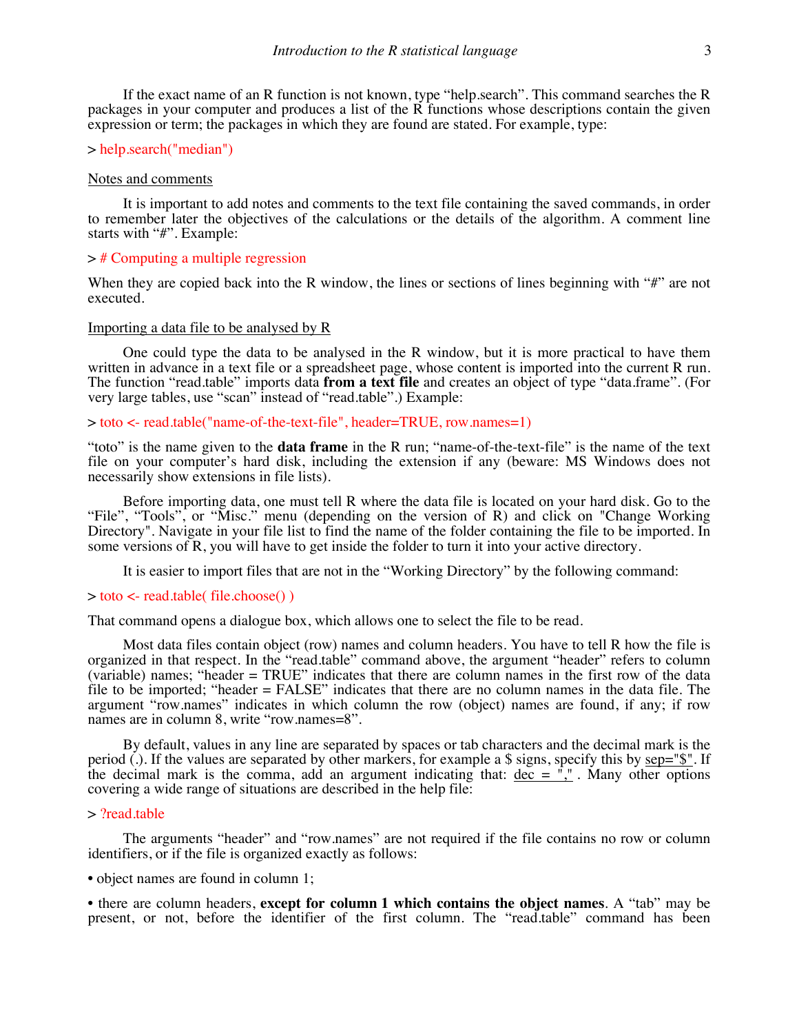If the exact name of an R function is not known, type "help.search". This command searches the R packages in your computer and produces a list of the R functions whose descriptions contain the given expression or term; the packages in which they are found are stated. For example, type:

```
> help.search("median")
```

Notes and comments

It is important to add notes and comments to the text file containing the saved commands, in order to remember later the objectives of the calculations or the details of the algorithm. A comment line starts with "#". Example:

```
> # Computing a multiple regression
```

When they are copied back into the R window, the lines or sections of lines beginning with "#" are not executed.

Importing a data file to be analysed by R

One could type the data to be analysed in the R window, but it is more practical to have them written in advance in a text file or a spreadsheet page, whose content is imported into the current R run. The function "read.table" imports data **from a text file** and creates an object of type "data.frame". (For very large tables, use "scan" instead of "read.table".) Example:

```
> toto <- read.table("name-of-the-text-file", header=TRUE, row.names=1)
```

"toto" is the name given to the **data frame** in the R run; "name-of-the-text-file" is the name of the text file on your computer's hard disk, including the extension if any (beware: MS Windows does not necessarily show extensions in file lists).

Before importing data, one must tell R where the data file is located on your hard disk. Go to the "File", "Tools", or "Misc." menu (depending on the version of R) and click on "Change Working Directory". Navigate in your file list to find the name of the folder containing the file to be imported. In some versions of R, you will have to get inside the folder to turn it into your active directory.

It is easier to import files that are not in the "Working Directory" by the following command:

```
> toto <- read.table( file.choose() )
```

That command opens a dialogue box, which allows one to select the file to be read.

Most data files contain object (row) names and column headers. You have to tell R how the file is organized in that respect. In the "read.table" command above, the argument "header" refers to column (variable) names; "header = TRUE" indicates that there are column names in the first row of the data file to be imported; "header = FALSE" indicates that there are no column names in the data file. The argument "row.names" indicates in which column the row (object) names are found, if any; if row names are in column 8, write "row.names=8".

By default, values in any line are separated by spaces or tab characters and the decimal mark is the period (.). If the values are separated by other markers, for example a $ signs, specify this by sep="$". If the decimal mark is the comma, add an argument indicating that: dec = ",". Many other options covering a wide range of situations are described in the help file:

```
> ?read.table
```

The arguments "header" and "row.names" are not required if the file contains no row or column identifiers, or if the file is organized exactly as follows:

- object names are found in column 1;
- there are column headers, **except for column 1 which contains the object names**. A "tab" may be present, or not, before the identifier of the first column. The "read.table" command has been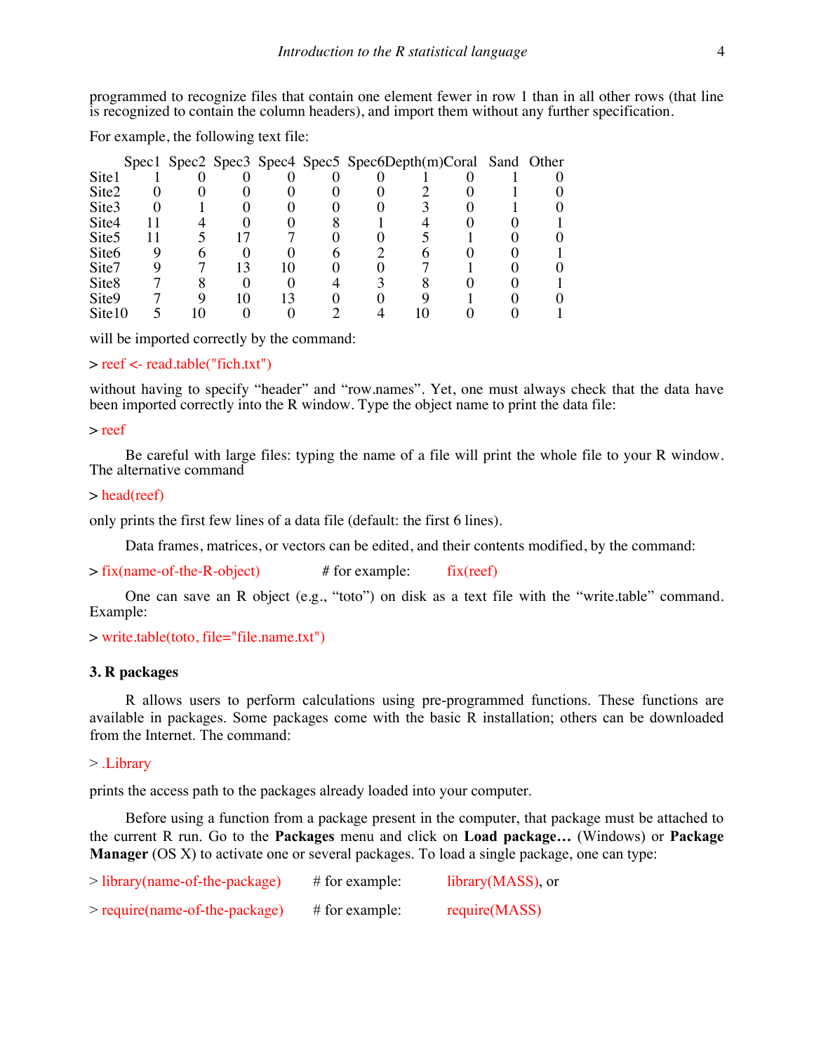programmed to recognize files that contain one element fewer in row 1 than in all other rows (that line is recognized to contain the column headers), and import them without any further specification.

For example, the following text file:

| | Spec1 | Spec2 | Spec3 | Spec4 | Spec5 | Spec6 | Depth(m) | Coral | Sand | Other |
|---|---|---|---|---|---|---|---|---|---|---|
| Site1 | 1 | 0 | 0 | 0 | 0 | 0 | 1 | 0 | 1 | 0 |
| Site2 | 0 | 0 | 0 | 0 | 0 | 0 | 2 | 0 | 1 | 0 |
| Site3 | 0 | 1 | 0 | 0 | 0 | 0 | 3 | 0 | 1 | 0 |
| Site4 | 11 | 4 | 0 | 0 | 8 | 1 | 4 | 0 | 0 | 1 |
| Site5 | 11 | 5 | 17 | 7 | 0 | 0 | 5 | 1 | 0 | 0 |
| Site6 | 9 | 6 | 0 | 0 | 6 | 2 | 6 | 0 | 0 | 1 |
| Site7 | 9 | 7 | 13 | 10 | 0 | 0 | 7 | 1 | 0 | 0 |
| Site8 | 7 | 8 | 0 | 0 | 4 | 3 | 8 | 0 | 0 | 1 |
| Site9 | 7 | 9 | 10 | 13 | 0 | 0 | 9 | 1 | 0 | 0 |
| Site10 | 5 | 10 | 0 | 0 | 2 | 4 | 10 | 0 | 0 | 1 |

will be imported correctly by the command:

```
> reef <- read.table("fich.txt")
```

without having to specify "header" and "row.names". Yet, one must always check that the data have been imported correctly into the R window. Type the object name to print the data file:

```
> reef
```

Be careful with large files: typing the name of a file will print the whole file to your R window. The alternative command

```
> head(reef)
```

only prints the first few lines of a data file (default: the first 6 lines).

Data frames, matrices, or vectors can be edited, and their contents modified, by the command:

```
> fix(name-of-the-R-object)          # for example:     fix(reef)
```

One can save an R object (e.g., "toto") on disk as a text file with the "write.table" command. Example:

```
> write.table(toto, file="file.name.txt")
```

### 3. R packages

R allows users to perform calculations using pre-programmed functions. These functions are available in packages. Some packages come with the basic R installation; others can be downloaded from the Internet. The command:

```
> .Library
```

prints the access path to the packages already loaded into your computer.

Before using a function from a package present in the computer, that package must be attached to the current R run. Go to the **Packages** menu and click on **Load package…** (Windows) or **Package Manager** (OS X) to activate one or several packages. To load a single package, one can type:

```
> library(name-of-the-package)       # for example:     library(MASS), or
> require(name-of-the-package)       # for example:     require(MASS)
```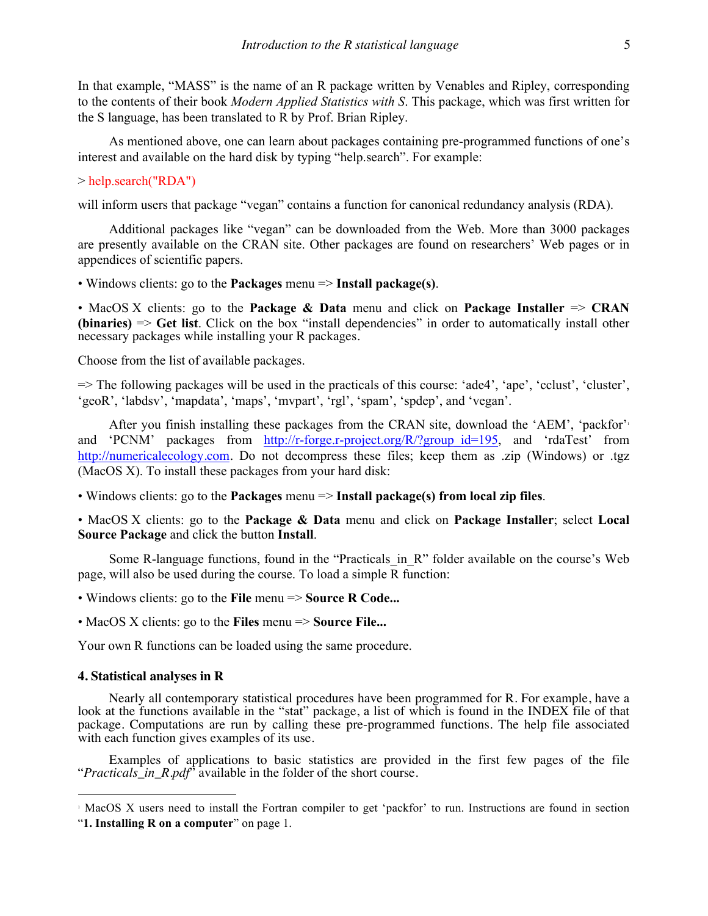In that example, “MASS” is the name of an R package written by Venables and Ripley, corresponding to the contents of their book *Modern Applied Statistics with S*. This package, which was first written for the S language, has been translated to R by Prof. Brian Ripley.

As mentioned above, one can learn about packages containing pre-programmed functions of one’s interest and available on the hard disk by typing “help.search”. For example:

```
> help.search("RDA")
```

will inform users that package “vegan” contains a function for canonical redundancy analysis (RDA).

Additional packages like “vegan” can be downloaded from the Web. More than 3000 packages are presently available on the CRAN site. Other packages are found on researchers’ Web pages or in appendices of scientific papers.

- Windows clients: go to the **Packages** menu => **Install package(s)**.
- MacOS X clients: go to the **Package & Data** menu and click on **Package Installer** => **CRAN (binaries)** => **Get list**. Click on the box “install dependencies” in order to automatically install other necessary packages while installing your R packages.

Choose from the list of available packages.

=> The following packages will be used in the practicals of this course: ‘ade4’, ‘ape’, ‘cclust’, ‘cluster’, ‘geoR’, ‘labdsv’, ‘mapdata’, ‘maps’, ‘mvpart’, ‘rgl’, ‘spam’, ‘spdep’, and ‘vegan’.

After you finish installing these packages from the CRAN site, download the ‘AEM’, ‘packfor’[1] and ‘PCNM’ packages from http://r-forge.r-project.org/R/?group_id=195, and ‘rdaTest’ from http://numericalecology.com. Do not decompress these files; keep them as .zip (Windows) or .tgz (MacOS X). To install these packages from your hard disk:

- Windows clients: go to the **Packages** menu => **Install package(s) from local zip files**.
- MacOS X clients: go to the **Package & Data** menu and click on **Package Installer**; select **Local Source Package** and click the button **Install**.

Some R-language functions, found in the “Practicals_in_R” folder available on the course’s Web page, will also be used during the course. To load a simple R function:

- Windows clients: go to the **File** menu => **Source R Code...**
- MacOS X clients: go to the **Files** menu => **Source File...**

Your own R functions can be loaded using the same procedure.

## 4. Statistical analyses in R

Nearly all contemporary statistical procedures have been programmed for R. For example, have a look at the functions available in the “stat” package, a list of which is found in the INDEX file of that package. Computations are run by calling these pre-programmed functions. The help file associated with each function gives examples of its use.

Examples of applications to basic statistics are provided in the first few pages of the file “*Practicals_in_R.pdf*” available in the folder of the short course.

---

[1] MacOS X users need to install the Fortran compiler to get ‘packfor’ to run. Instructions are found in section “**1. Installing R on a computer**” on page 1.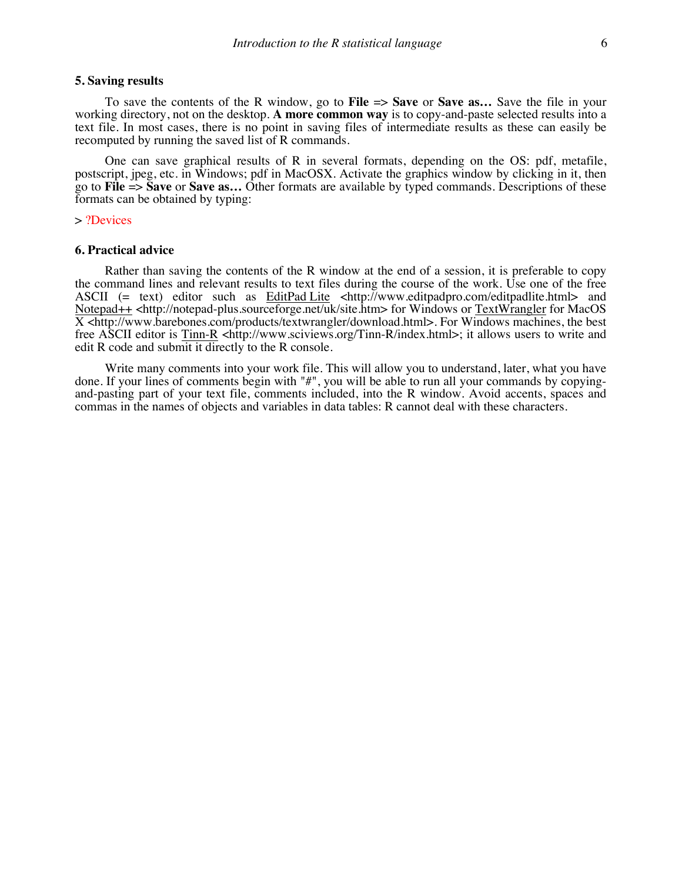### 5. Saving results

To save the contents of the R window, go to **File** => **Save** or **Save as…** Save the file in your working directory, not on the desktop. **A more common way** is to copy-and-paste selected results into a text file. In most cases, there is no point in saving files of intermediate results as these can easily be recomputed by running the saved list of R commands.

One can save graphical results of R in several formats, depending on the OS: pdf, metafile, postscript, jpeg, etc. in Windows; pdf in MacOSX. Activate the graphics window by clicking in it, then go to **File** => **Save** or **Save as…** Other formats are available by typed commands. Descriptions of these formats can be obtained by typing:

```
> ?Devices
```

### 6. Practical advice

Rather than saving the contents of the R window at the end of a session, it is preferable to copy the command lines and relevant results to text files during the course of the work. Use one of the free ASCII (= text) editor such as EditPad Lite <http://www.editpadpro.com/editpadlite.html> and Notepad++ <http://notepad-plus.sourceforge.net/uk/site.htm> for Windows or TextWrangler for MacOS X <http://www.barebones.com/products/textwrangler/download.html>. For Windows machines, the best free ASCII editor is Tinn-R <http://www.sciviews.org/Tinn-R/index.html>; it allows users to write and edit R code and submit it directly to the R console.

Write many comments into your work file. This will allow you to understand, later, what you have done. If your lines of comments begin with "#", you will be able to run all your commands by copying-and-pasting part of your text file, comments included, into the R window. Avoid accents, spaces and commas in the names of objects and variables in data tables: R cannot deal with these characters.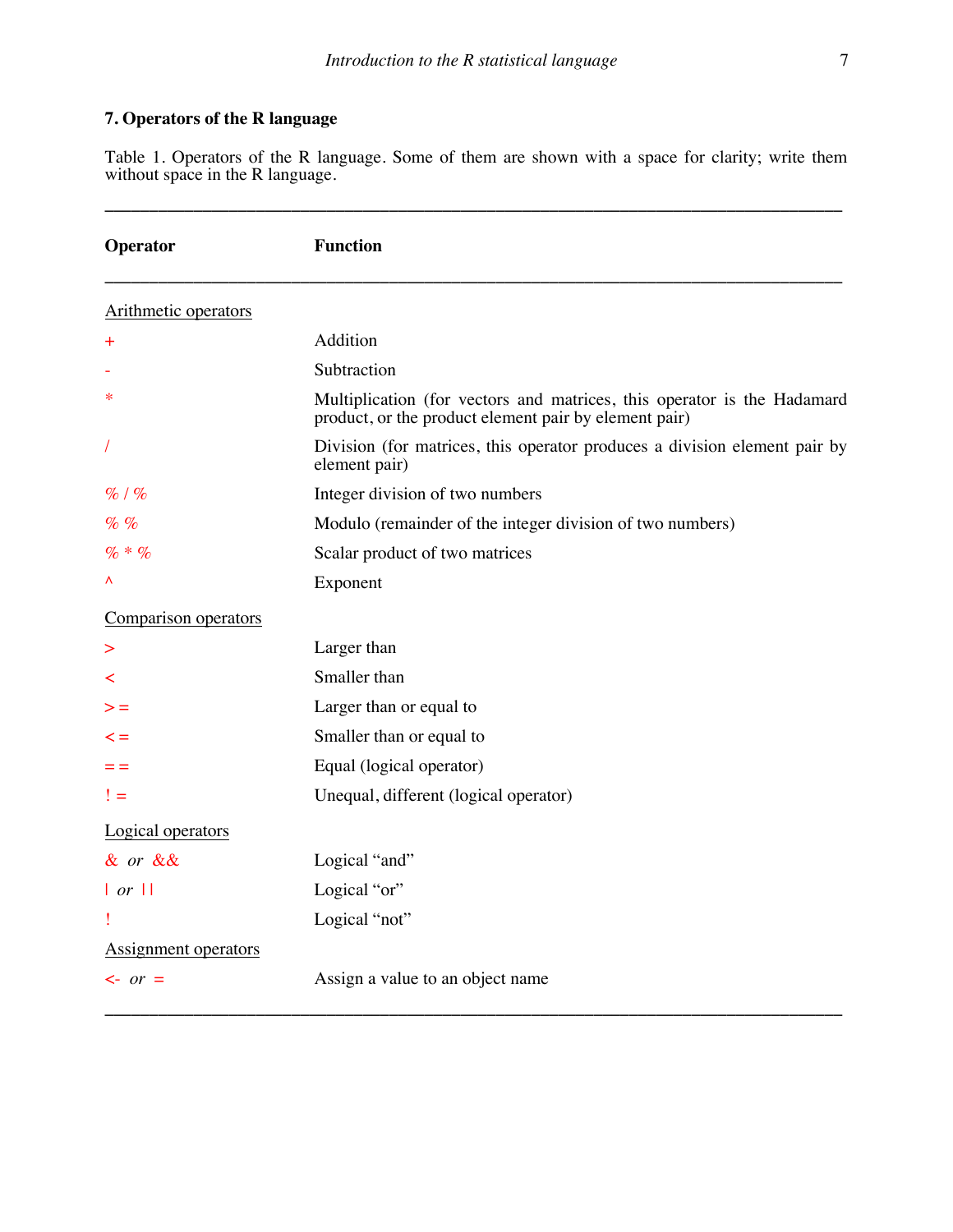## 7. Operators of the R language

Table 1. Operators of the R language. Some of them are shown with a space for clarity; write them without space in the R language.

| Operator | Function |
|---|---|
| Arithmetic operators | |
| + | Addition |
| - | Subtraction |
| * | Multiplication (for vectors and matrices, this operator is the Hadamard product, or the product element pair by element pair) |
| / | Division (for matrices, this operator produces a division element pair by element pair) |
| % / % | Integer division of two numbers |
| % % | Modulo (remainder of the integer division of two numbers) |
| % * % | Scalar product of two matrices |
| ^ | Exponent |
| Comparison operators | |
| > | Larger than |
| < | Smaller than |
| > = | Larger than or equal to |
| < = | Smaller than or equal to |
| = = | Equal (logical operator) |
| ! = | Unequal, different (logical operator) |
| Logical operators | |
| & *or* && | Logical "and" |
| \| *or* \|\| | Logical "or" |
| ! | Logical "not" |
| Assignment operators | |
| <- *or* = | Assign a value to an object name |